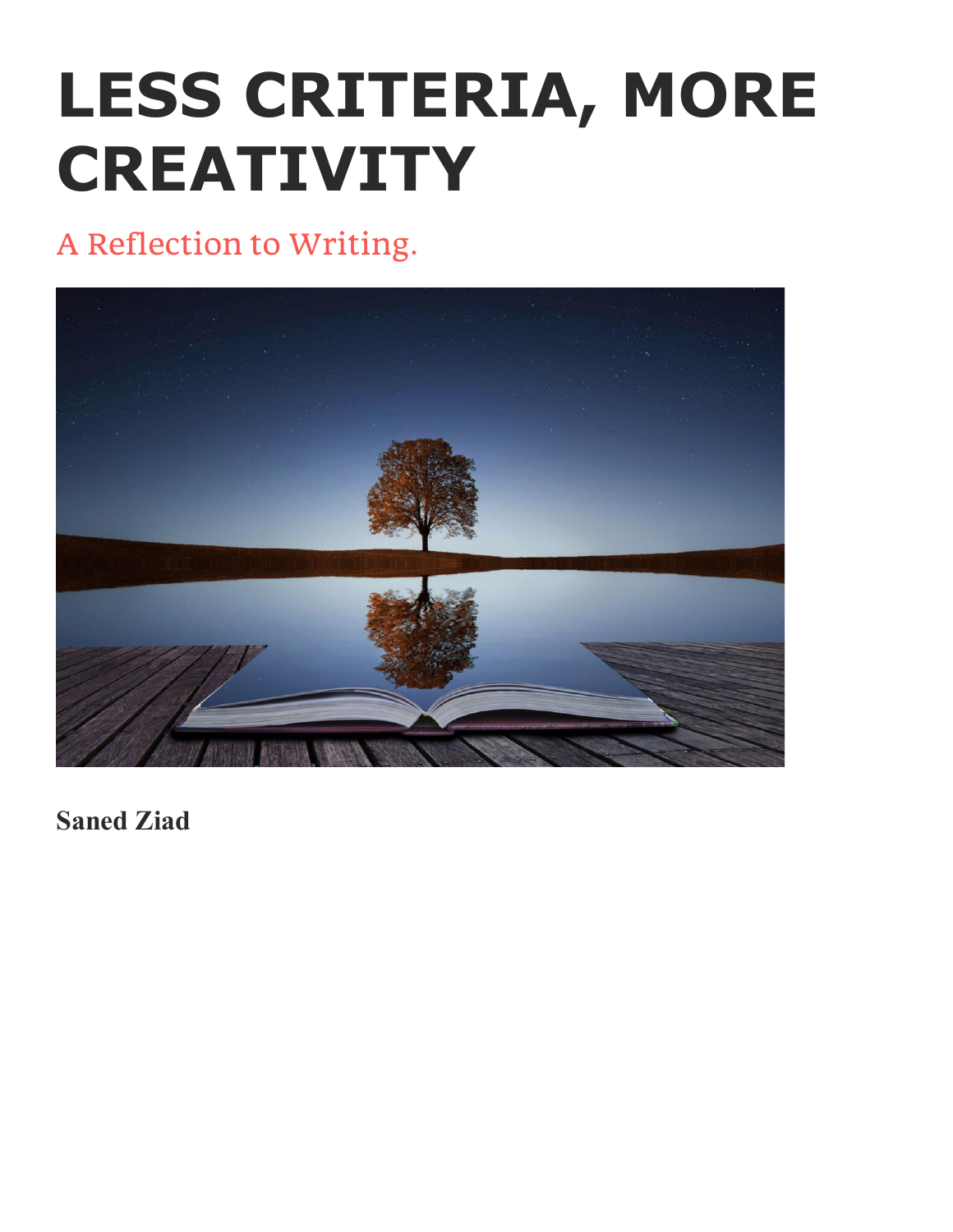# LESS CRITERIA, MORE CREATIVITY

A Reflection to Writing.

**Saned Ziad**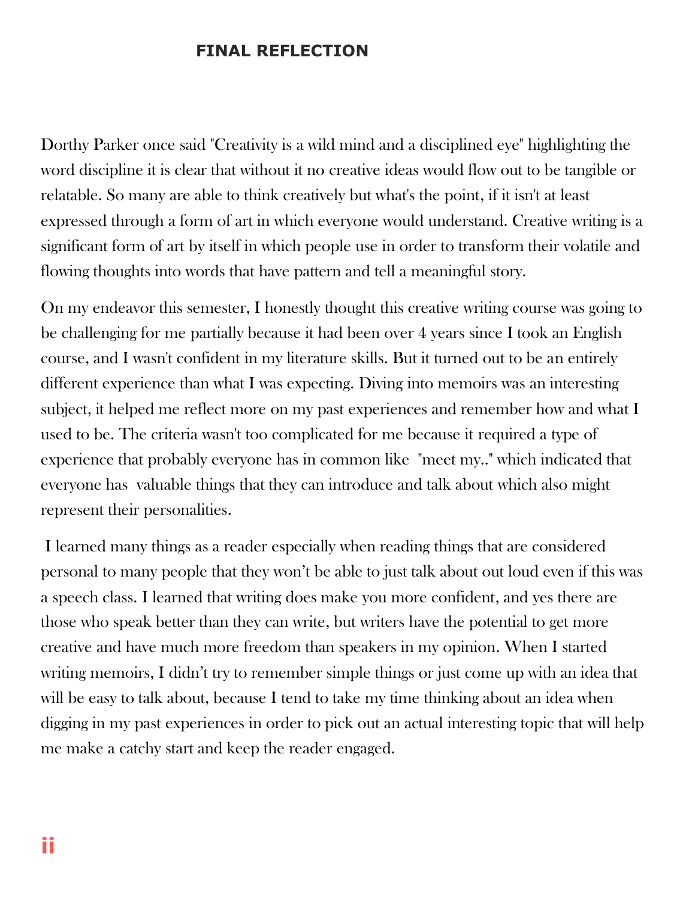# FINAL REFLECTION

Dorthy Parker once said "Creativity is a wild mind and a disciplined eye" highlighting the word discipline it is clear that without it no creative ideas would flow out to be tangible or relatable. So many are able to think creatively but what's the point, if it isn't at least expressed through a form of art in which everyone would understand. Creative writing is a significant form of art by itself in which people use in order to transform their volatile and flowing thoughts into words that have pattern and tell a meaningful story.

On my endeavor this semester, I honestly thought this creative writing course was going to be challenging for me partially because it had been over 4 years since I took an English course, and I wasn't confident in my literature skills. But it turned out to be an entirely different experience than what I was expecting. Diving into memoirs was an interesting subject, it helped me reflect more on my past experiences and remember how and what I used to be. The criteria wasn't too complicated for me because it required a type of experience that probably everyone has in common like "meet my.." which indicated that everyone has valuable things that they can introduce and talk about which also might represent their personalities.

I learned many things as a reader especially when reading things that are considered personal to many people that they won't be able to just talk about out loud even if this was a speech class. I learned that writing does make you more confident, and yes there are those who speak better than they can write, but writers have the potential to get more creative and have much more freedom than speakers in my opinion. When I started writing memoirs, I didn't try to remember simple things or just come up with an idea that will be easy to talk about, because I tend to take my time thinking about an idea when digging in my past experiences in order to pick out an actual interesting topic that will help me make a catchy start and keep the reader engaged.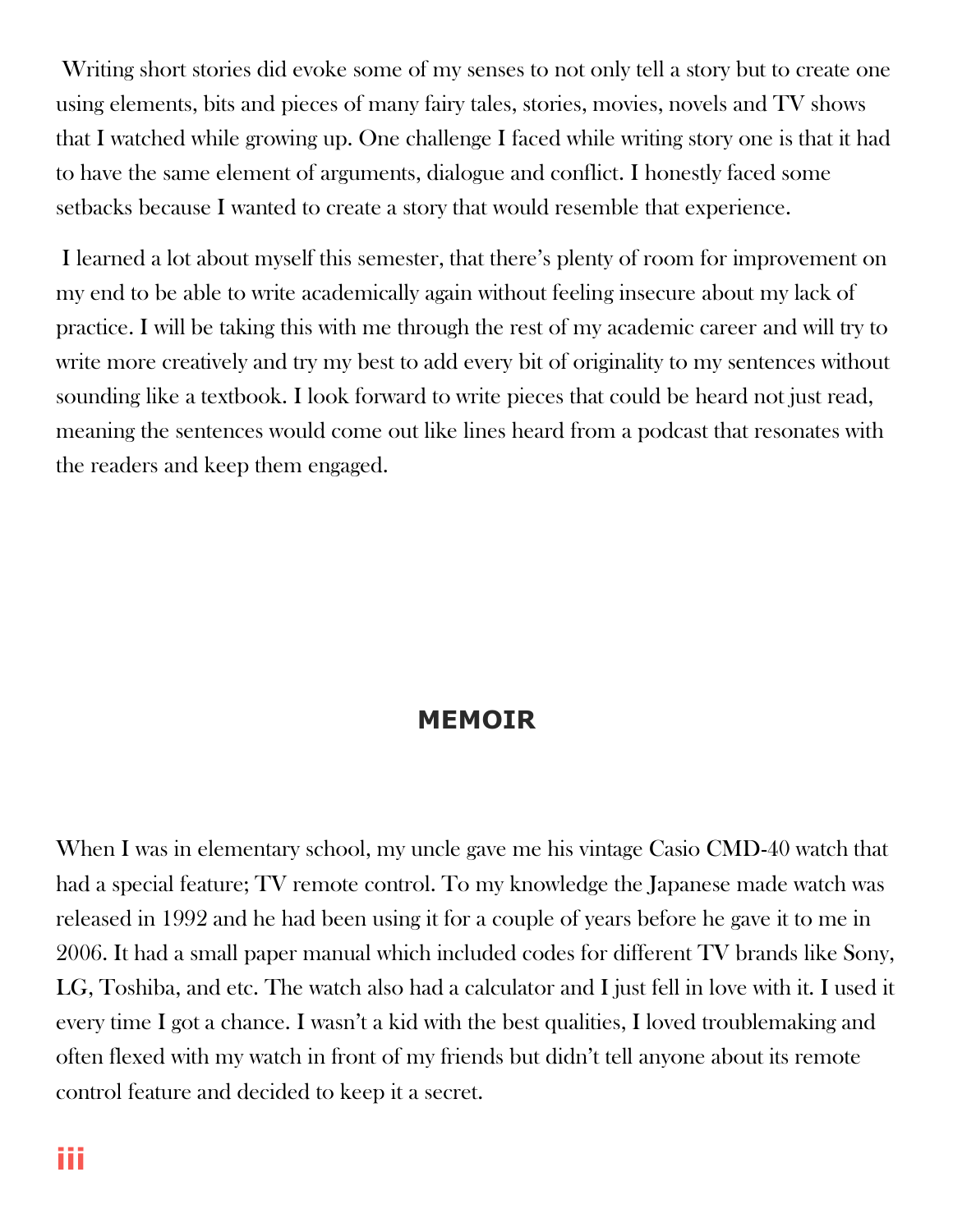Writing short stories did evoke some of my senses to not only tell a story but to create one using elements, bits and pieces of many fairy tales, stories, movies, novels and TV shows that I watched while growing up. One challenge I faced while writing story one is that it had to have the same element of arguments, dialogue and conflict. I honestly faced some setbacks because I wanted to create a story that would resemble that experience.

I learned a lot about myself this semester, that there's plenty of room for improvement on my end to be able to write academically again without feeling insecure about my lack of practice. I will be taking this with me through the rest of my academic career and will try to write more creatively and try my best to add every bit of originality to my sentences without sounding like a textbook. I look forward to write pieces that could be heard not just read, meaning the sentences would come out like lines heard from a podcast that resonates with the readers and keep them engaged.

## MEMOIR

When I was in elementary school, my uncle gave me his vintage Casio CMD-40 watch that had a special feature; TV remote control. To my knowledge the Japanese made watch was released in 1992 and he had been using it for a couple of years before he gave it to me in 2006. It had a small paper manual which included codes for different TV brands like Sony, LG, Toshiba, and etc. The watch also had a calculator and I just fell in love with it. I used it every time I got a chance. I wasn't a kid with the best qualities, I loved troublemaking and often flexed with my watch in front of my friends but didn't tell anyone about its remote control feature and decided to keep it a secret.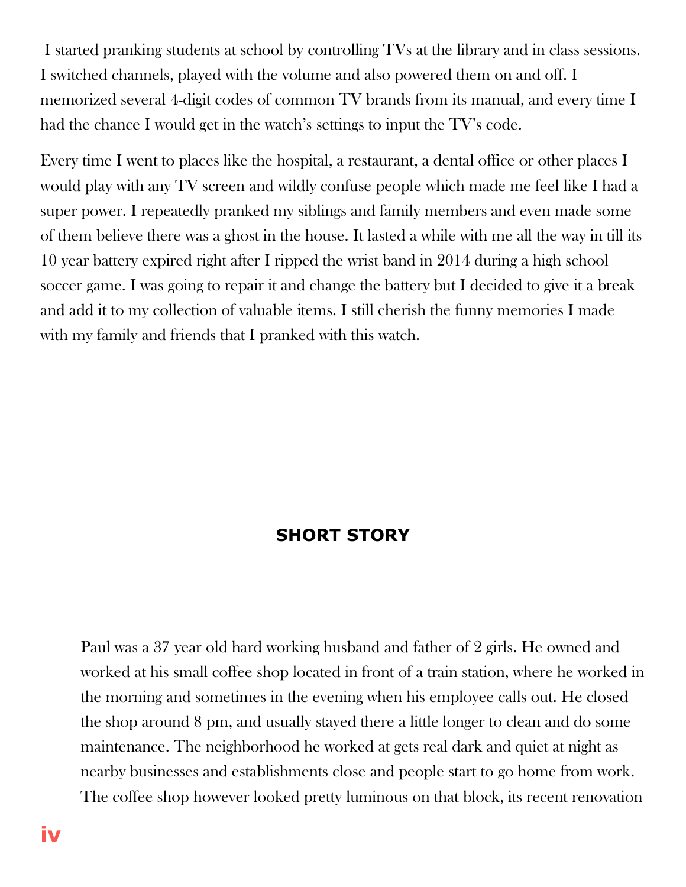I started pranking students at school by controlling TVs at the library and in class sessions. I switched channels, played with the volume and also powered them on and off. I memorized several 4-digit codes of common TV brands from its manual, and every time I had the chance I would get in the watch's settings to input the TV's code.

Every time I went to places like the hospital, a restaurant, a dental office or other places I would play with any TV screen and wildly confuse people which made me feel like I had a super power. I repeatedly pranked my siblings and family members and even made some of them believe there was a ghost in the house. It lasted a while with me all the way in till its 10 year battery expired right after I ripped the wrist band in 2014 during a high school soccer game. I was going to repair it and change the battery but I decided to give it a break and add it to my collection of valuable items. I still cherish the funny memories I made with my family and friends that I pranked with this watch.

## SHORT STORY

Paul was a 37 year old hard working husband and father of 2 girls. He owned and worked at his small coffee shop located in front of a train station, where he worked in the morning and sometimes in the evening when his employee calls out. He closed the shop around 8 pm, and usually stayed there a little longer to clean and do some maintenance. The neighborhood he worked at gets real dark and quiet at night as nearby businesses and establishments close and people start to go home from work. The coffee shop however looked pretty luminous on that block, its recent renovation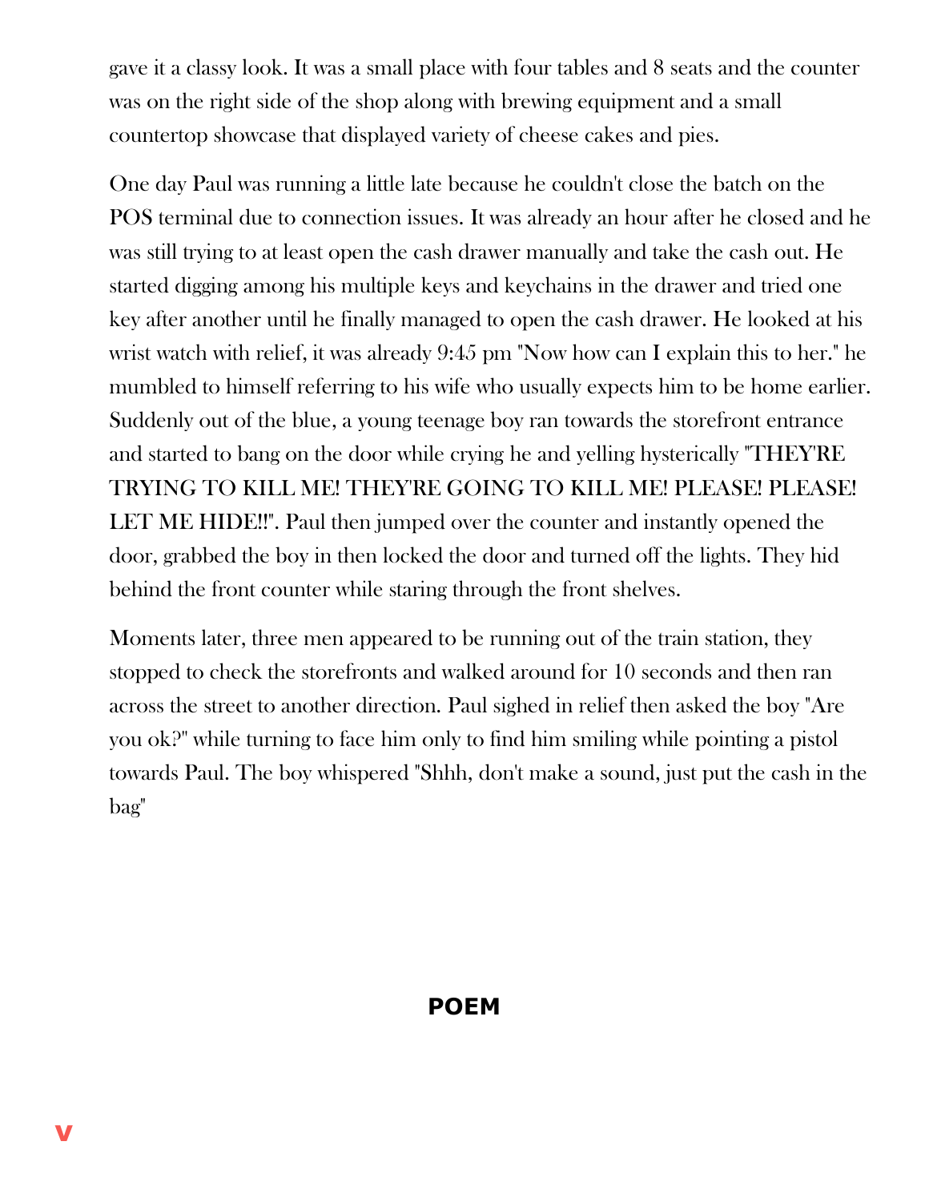gave it a classy look. It was a small place with four tables and 8 seats and the counter was on the right side of the shop along with brewing equipment and a small countertop showcase that displayed variety of cheese cakes and pies.

One day Paul was running a little late because he couldn't close the batch on the POS terminal due to connection issues. It was already an hour after he closed and he was still trying to at least open the cash drawer manually and take the cash out. He started digging among his multiple keys and keychains in the drawer and tried one key after another until he finally managed to open the cash drawer. He looked at his wrist watch with relief, it was already 9:45 pm "Now how can I explain this to her." he mumbled to himself referring to his wife who usually expects him to be home earlier. Suddenly out of the blue, a young teenage boy ran towards the storefront entrance and started to bang on the door while crying he and yelling hysterically "THEY'RE TRYING TO KILL ME! THEY'RE GOING TO KILL ME! PLEASE! PLEASE! LET ME HIDE!!". Paul then jumped over the counter and instantly opened the door, grabbed the boy in then locked the door and turned off the lights. They hid behind the front counter while staring through the front shelves.

Moments later, three men appeared to be running out of the train station, they stopped to check the storefronts and walked around for 10 seconds and then ran across the street to another direction. Paul sighed in relief then asked the boy "Are you ok?" while turning to face him only to find him smiling while pointing a pistol towards Paul. The boy whispered "Shhh, don't make a sound, just put the cash in the bag"

## POEM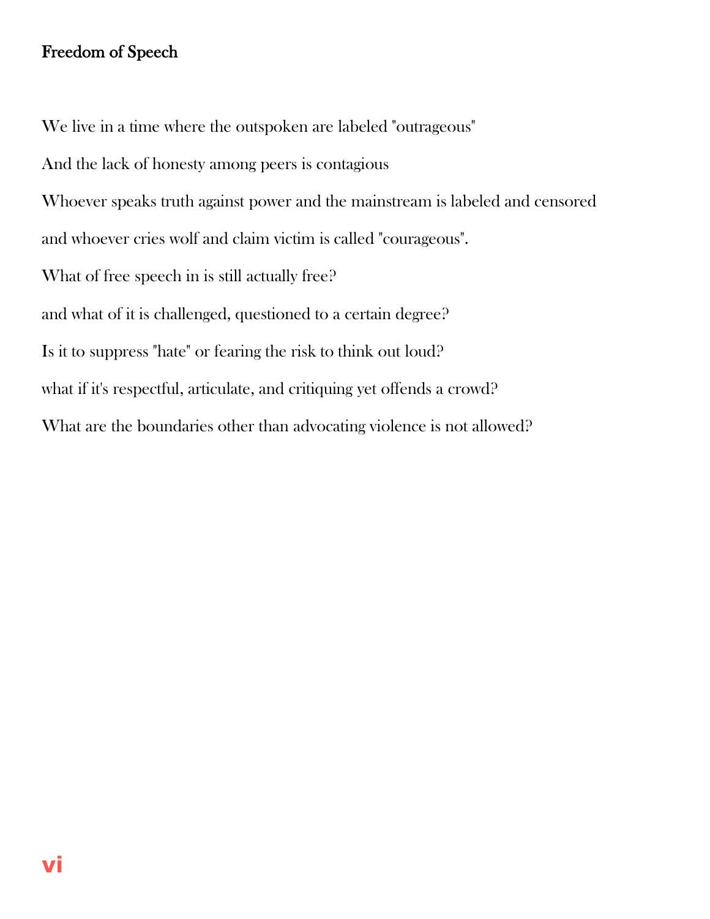**Freedom of Speech**

We live in a time where the outspoken are labeled "outrageous"

And the lack of honesty among peers is contagious

Whoever speaks truth against power and the mainstream is labeled and censored

and whoever cries wolf and claim victim is called "courageous".

What of free speech in is still actually free?

and what of it is challenged, questioned to a certain degree?

Is it to suppress "hate" or fearing the risk to think out loud?

what if it's respectful, articulate, and critiquing yet offends a crowd?

What are the boundaries other than advocating violence is not allowed?